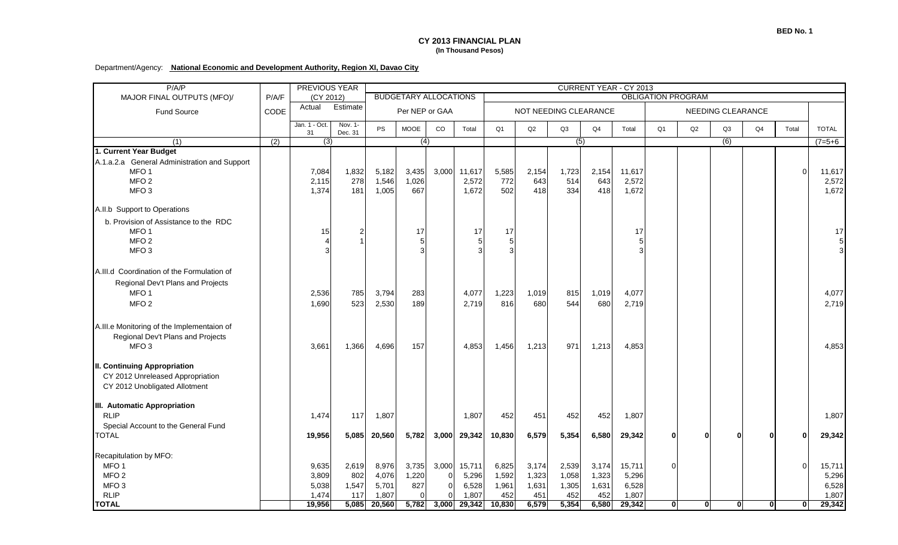BED No. 1

# CY 2013 FINANCIAL PLAN
**(In Thousand Pesos)**

Department/Agency: **National Economic and Development Authority, Region XI, Davao City**

| P/A/P MAJOR FINAL OUTPUTS (MFO)/ Fund Source | P/A/F CODE | PREVIOUS YEAR (CY 2012) Actual Jan. 1 - Oct. 31 | Estimate Nov. 1- Dec. 31 | BUDGETARY ALLOCATIONS Per NEP or GAA PS | MOOE | CO | Total | OBLIGATION PROGRAM NOT NEEDING CLEARANCE Q1 | Q2 | Q3 | Q4 | Total | NEEDING CLEARANCE Q1 | Q2 | Q3 | Q4 | Total | TOTAL |
|---|---|---|---|---|---|---|---|---|---|---|---|---|---|---|---|---|---|---|
| (1) | (2) | (3) | | (4) | | | | (5) | | | | | (6) | | | | | (7=5+6) |
| **1. Current Year Budget** | | | | | | | | | | | | | | | | | | |
| A.1.a.2.a General Administration and Support | | | | | | | | | | | | | | | | | | |
| MFO 1 | | 7,084 | 1,832 | 5,182 | 3,435 | 3,000 | 11,617 | 5,585 | 2,154 | 1,723 | 2,154 | 11,617 | | | | | 0 | 11,617 |
| MFO 2 | | 2,115 | 278 | 1,546 | 1,026 | | 2,572 | 772 | 643 | 514 | 643 | 2,572 | | | | | | 2,572 |
| MFO 3 | | 1,374 | 181 | 1,005 | 667 | | 1,672 | 502 | 418 | 334 | 418 | 1,672 | | | | | | 1,672 |
| A.II.b Support to Operations | | | | | | | | | | | | | | | | | | |
| b. Provision of Assistance to the RDC | | | | | | | | | | | | | | | | | | |
| MFO 1 | | 15 | 2 | | 17 | | 17 | 17 | | | | 17 | | | | | | 17 |
| MFO 2 | | 4 | 1 | | 5 | | 5 | 5 | | | | 5 | | | | | | 5 |
| MFO 3 | | 3 | | | 3 | | 3 | 3 | | | | 3 | | | | | | 3 |
| A.III.d Coordination of the Formulation of Regional Dev't Plans and Projects | | | | | | | | | | | | | | | | | | |
| MFO 1 | | 2,536 | 785 | 3,794 | 283 | | 4,077 | 1,223 | 1,019 | 815 | 1,019 | 4,077 | | | | | | 4,077 |
| MFO 2 | | 1,690 | 523 | 2,530 | 189 | | 2,719 | 816 | 680 | 544 | 680 | 2,719 | | | | | | 2,719 |
| A.III.e Monitoring of the Implementaion of Regional Dev't Plans and Projects | | | | | | | | | | | | | | | | | | |
| MFO 3 | | 3,661 | 1,366 | 4,696 | 157 | | 4,853 | 1,456 | 1,213 | 971 | 1,213 | 4,853 | | | | | | 4,853 |
| **II. Continuing Appropriation** | | | | | | | | | | | | | | | | | | |
| CY 2012 Unreleased Appropriation | | | | | | | | | | | | | | | | | | |
| CY 2012 Unobligated Allotment | | | | | | | | | | | | | | | | | | |
| **III. Automatic Appropriation** | | | | | | | | | | | | | | | | | | |
| RLIP | | 1,474 | 117 | 1,807 | | | 1,807 | 452 | 451 | 452 | 452 | 1,807 | | | | | | 1,807 |
| Special Account to the General Fund | | | | | | | | | | | | | | | | | | |
| TOTAL | | **19,956** | **5,085** | **20,560** | **5,782** | **3,000** | **29,342** | **10,830** | **6,579** | **5,354** | **6,580** | **29,342** | **0** | **0** | **0** | **0** | **0** | **29,342** |
| Recapitulation by MFO: | | | | | | | | | | | | | | | | | | |
| MFO 1 | | 9,635 | 2,619 | 8,976 | 3,735 | 3,000 | 15,711 | 6,825 | 3,174 | 2,539 | 3,174 | 15,711 | 0 | | | | 0 | 15,711 |
| MFO 2 | | 3,809 | 802 | 4,076 | 1,220 | 0 | 5,296 | 1,592 | 1,323 | 1,058 | 1,323 | 5,296 | | | | | | 5,296 |
| MFO 3 | | 5,038 | 1,547 | 5,701 | 827 | 0 | 6,528 | 1,961 | 1,631 | 1,305 | 1,631 | 6,528 | | | | | | 6,528 |
| RLIP | | 1,474 | 117 | 1,807 | 0 | 0 | 1,807 | 452 | 451 | 452 | 452 | 1,807 | | | | | | 1,807 |
| **TOTAL** | | **19,956** | **5,085** | **20,560** | **5,782** | **3,000** | **29,342** | **10,830** | **6,579** | **5,354** | **6,580** | **29,342** | **0** | **0** | **0** | **0** | **0** | **29,342** |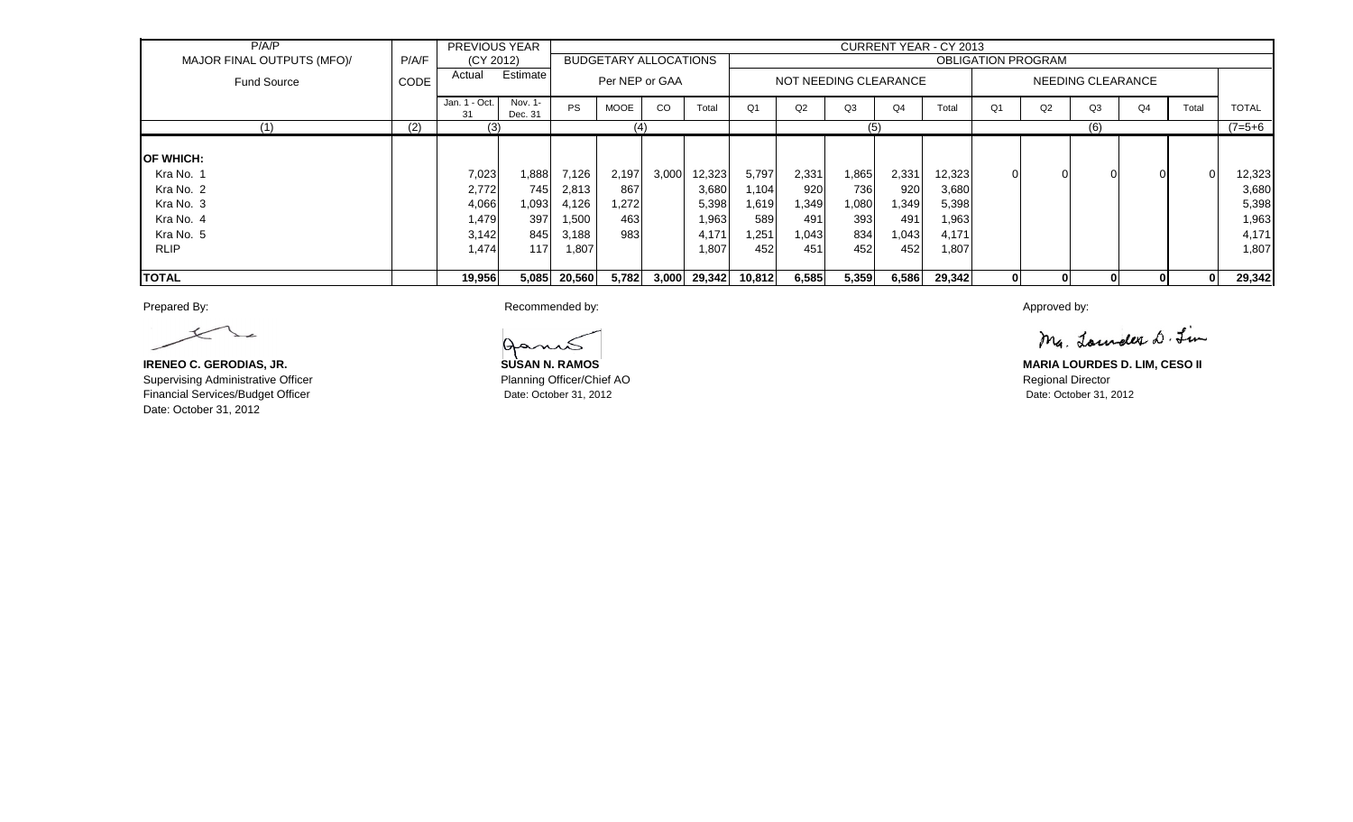| P/A/P MAJOR FINAL OUTPUTS (MFO)/ Fund Source | P/A/F CODE | PREVIOUS YEAR (CY 2012) | | CURRENT YEAR - CY 2013 | | | | | | | | | | | | | | | | | |
|---|---|---|---|---|---|---|---|---|---|---|---|---|---|---|---|---|---|---|
| | | Actual | Estimate | BUDGETARY ALLOCATIONS | | | | OBLIGATION PROGRAM | | | | | | | | | | | |
| | | | | Per NEP or GAA | | | | NOT NEEDING CLEARANCE | | | | | NEEDING CLEARANCE | | | | | |
| | | Jan. 1 - Oct. 31 | Nov. 1- Dec. 31 | PS | MOOE | CO | Total | Q1 | Q2 | Q3 | Q4 | Total | Q1 | Q2 | Q3 | Q4 | Total | TOTAL |
| (1) | (2) | (3) | | (4) | | | | (5) | | | | | (6) | | | | | (7=5+6 |
| **OF WHICH:** | | | | | | | | | | | | | | | | | | |
| Kra No. 1 | | 7,023 | 1,888 | 7,126 | 2,197 | 3,000 | 12,323 | 5,797 | 2,331 | 1,865 | 2,331 | 12,323 | 0 | 0 | 0 | 0 | 0 | 12,323 |
| Kra No. 2 | | 2,772 | 745 | 2,813 | 867 | | 3,680 | 1,104 | 920 | 736 | 920 | 3,680 | | | | | | 3,680 |
| Kra No. 3 | | 4,066 | 1,093 | 4,126 | 1,272 | | 5,398 | 1,619 | 1,349 | 1,080 | 1,349 | 5,398 | | | | | | 5,398 |
| Kra No. 4 | | 1,479 | 397 | 1,500 | 463 | | 1,963 | 589 | 491 | 393 | 491 | 1,963 | | | | | | 1,963 |
| Kra No. 5 | | 3,142 | 845 | 3,188 | 983 | | 4,171 | 1,251 | 1,043 | 834 | 1,043 | 4,171 | | | | | | 4,171 |
| RLIP | | 1,474 | 117 | 1,807 | | | 1,807 | 452 | 451 | 452 | 452 | 1,807 | | | | | | 1,807 |
| **TOTAL** | | **19,956** | **5,085** | **20,560** | **5,782** | **3,000** | **29,342** | **10,812** | **6,585** | **5,359** | **6,586** | **29,342** | **0** | **0** | **0** | **0** | **0** | **29,342** |

Prepared By:

**IRENEO C. GERODIAS, JR.**
Supervising Administrative Officer
Financial Services/Budget Officer
Date: October 31, 2012

Recommended by:

**SUSAN N. RAMOS**
Planning Officer/Chief AO
Date: October 31, 2012

Approved by:

**MARIA LOURDES D. LIM, CESO II**
Regional Director
Date: October 31, 2012